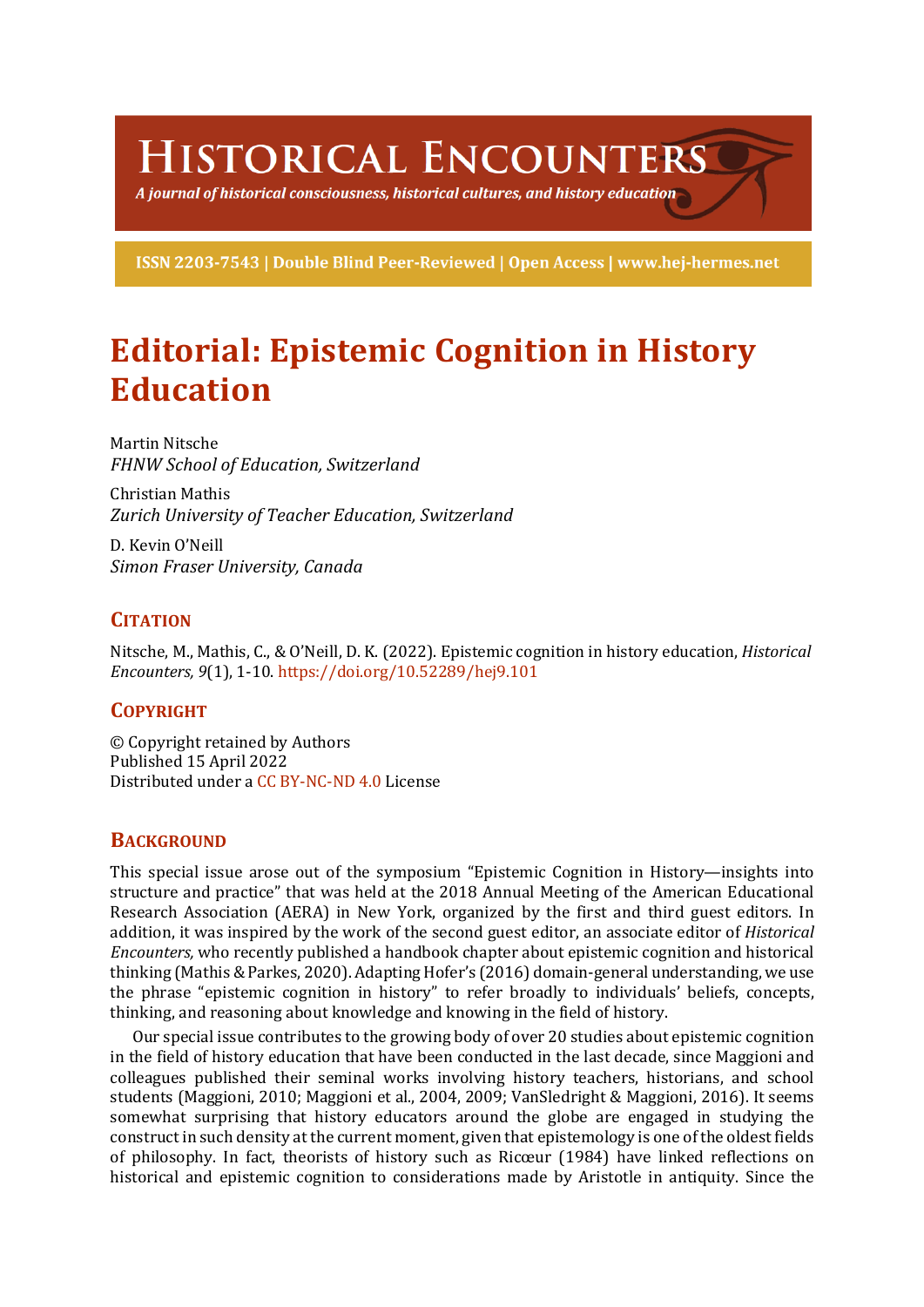# Historical Encounters

*A journal of historical consciousness, historical cultures, and history education*

**ISSN 2203-7543 | Double Blind Peer-Reviewed | Open Access | www.hej-hermes.net**

# Editorial: Epistemic Cognition in History Education

Martin Nitsche
*FHNW School of Education, Switzerland*

Christian Mathis
*Zurich University of Teacher Education, Switzerland*

D. Kevin O'Neill
*Simon Fraser University, Canada*

## Citation

Nitsche, M., Mathis, C., & O'Neill, D. K. (2022). Epistemic cognition in history education, *Historical Encounters, 9*(1), 1-10. https://doi.org/10.52289/hej9.101

## Copyright

© Copyright retained by Authors
Published 15 April 2022
Distributed under a CC BY-NC-ND 4.0 License

## Background

This special issue arose out of the symposium "Epistemic Cognition in History—insights into structure and practice" that was held at the 2018 Annual Meeting of the American Educational Research Association (AERA) in New York, organized by the first and third guest editors. In addition, it was inspired by the work of the second guest editor, an associate editor of *Historical Encounters,* who recently published a handbook chapter about epistemic cognition and historical thinking (Mathis & Parkes, 2020). Adapting Hofer's (2016) domain-general understanding, we use the phrase "epistemic cognition in history" to refer broadly to individuals' beliefs, concepts, thinking, and reasoning about knowledge and knowing in the field of history.

Our special issue contributes to the growing body of over 20 studies about epistemic cognition in the field of history education that have been conducted in the last decade, since Maggioni and colleagues published their seminal works involving history teachers, historians, and school students (Maggioni, 2010; Maggioni et al., 2004, 2009; VanSledright & Maggioni, 2016). It seems somewhat surprising that history educators around the globe are engaged in studying the construct in such density at the current moment, given that epistemology is one of the oldest fields of philosophy. In fact, theorists of history such as Ricœur (1984) have linked reflections on historical and epistemic cognition to considerations made by Aristotle in antiquity. Since the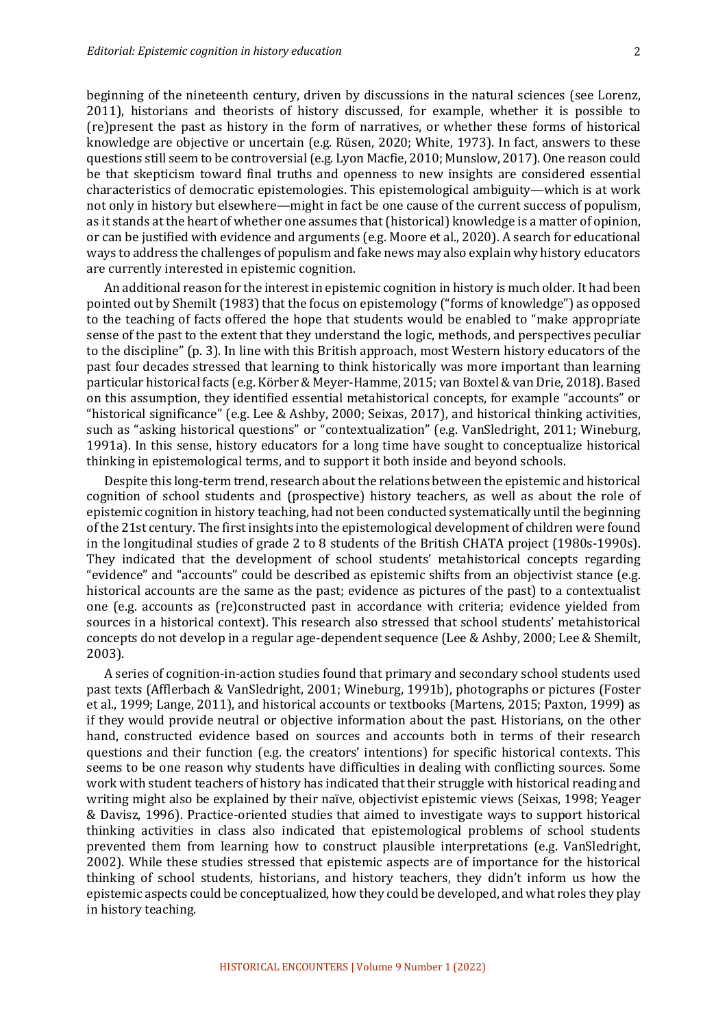beginning of the nineteenth century, driven by discussions in the natural sciences (see Lorenz, 2011), historians and theorists of history discussed, for example, whether it is possible to (re)present the past as history in the form of narratives, or whether these forms of historical knowledge are objective or uncertain (e.g. Rüsen, 2020; White, 1973). In fact, answers to these questions still seem to be controversial (e.g. Lyon Macfie, 2010; Munslow, 2017). One reason could be that skepticism toward final truths and openness to new insights are considered essential characteristics of democratic epistemologies. This epistemological ambiguity—which is at work not only in history but elsewhere—might in fact be one cause of the current success of populism, as it stands at the heart of whether one assumes that (historical) knowledge is a matter of opinion, or can be justified with evidence and arguments (e.g. Moore et al., 2020). A search for educational ways to address the challenges of populism and fake news may also explain why history educators are currently interested in epistemic cognition.

An additional reason for the interest in epistemic cognition in history is much older. It had been pointed out by Shemilt (1983) that the focus on epistemology ("forms of knowledge") as opposed to the teaching of facts offered the hope that students would be enabled to "make appropriate sense of the past to the extent that they understand the logic, methods, and perspectives peculiar to the discipline" (p. 3). In line with this British approach, most Western history educators of the past four decades stressed that learning to think historically was more important than learning particular historical facts (e.g. Körber & Meyer-Hamme, 2015; van Boxtel & van Drie, 2018). Based on this assumption, they identified essential metahistorical concepts, for example "accounts" or "historical significance" (e.g. Lee & Ashby, 2000; Seixas, 2017), and historical thinking activities, such as "asking historical questions" or "contextualization" (e.g. VanSledright, 2011; Wineburg, 1991a). In this sense, history educators for a long time have sought to conceptualize historical thinking in epistemological terms, and to support it both inside and beyond schools.

Despite this long-term trend, research about the relations between the epistemic and historical cognition of school students and (prospective) history teachers, as well as about the role of epistemic cognition in history teaching, had not been conducted systematically until the beginning of the 21st century. The first insights into the epistemological development of children were found in the longitudinal studies of grade 2 to 8 students of the British CHATA project (1980s-1990s). They indicated that the development of school students' metahistorical concepts regarding "evidence" and "accounts" could be described as epistemic shifts from an objectivist stance (e.g. historical accounts are the same as the past; evidence as pictures of the past) to a contextualist one (e.g. accounts as (re)constructed past in accordance with criteria; evidence yielded from sources in a historical context). This research also stressed that school students' metahistorical concepts do not develop in a regular age-dependent sequence (Lee & Ashby, 2000; Lee & Shemilt, 2003).

A series of cognition-in-action studies found that primary and secondary school students used past texts (Afflerbach & VanSledright, 2001; Wineburg, 1991b), photographs or pictures (Foster et al., 1999; Lange, 2011), and historical accounts or textbooks (Martens, 2015; Paxton, 1999) as if they would provide neutral or objective information about the past. Historians, on the other hand, constructed evidence based on sources and accounts both in terms of their research questions and their function (e.g. the creators' intentions) for specific historical contexts. This seems to be one reason why students have difficulties in dealing with conflicting sources. Some work with student teachers of history has indicated that their struggle with historical reading and writing might also be explained by their naïve, objectivist epistemic views (Seixas, 1998; Yeager & Davisz, 1996). Practice-oriented studies that aimed to investigate ways to support historical thinking activities in class also indicated that epistemological problems of school students prevented them from learning how to construct plausible interpretations (e.g. VanSledright, 2002). While these studies stressed that epistemic aspects are of importance for the historical thinking of school students, historians, and history teachers, they didn't inform us how the epistemic aspects could be conceptualized, how they could be developed, and what roles they play in history teaching.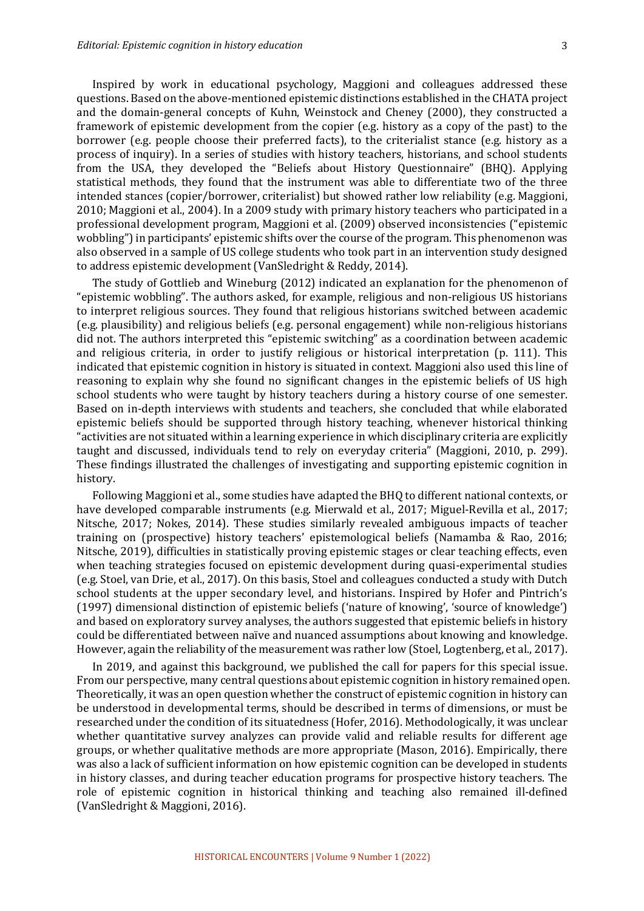Inspired by work in educational psychology, Maggioni and colleagues addressed these questions. Based on the above-mentioned epistemic distinctions established in the CHATA project and the domain-general concepts of Kuhn, Weinstock and Cheney (2000), they constructed a framework of epistemic development from the copier (e.g. history as a copy of the past) to the borrower (e.g. people choose their preferred facts), to the criterialist stance (e.g. history as a process of inquiry). In a series of studies with history teachers, historians, and school students from the USA, they developed the "Beliefs about History Questionnaire" (BHQ). Applying statistical methods, they found that the instrument was able to differentiate two of the three intended stances (copier/borrower, criterialist) but showed rather low reliability (e.g. Maggioni, 2010; Maggioni et al., 2004). In a 2009 study with primary history teachers who participated in a professional development program, Maggioni et al. (2009) observed inconsistencies ("epistemic wobbling") in participants' epistemic shifts over the course of the program. This phenomenon was also observed in a sample of US college students who took part in an intervention study designed to address epistemic development (VanSledright & Reddy, 2014).

The study of Gottlieb and Wineburg (2012) indicated an explanation for the phenomenon of "epistemic wobbling". The authors asked, for example, religious and non-religious US historians to interpret religious sources. They found that religious historians switched between academic (e.g. plausibility) and religious beliefs (e.g. personal engagement) while non-religious historians did not. The authors interpreted this "epistemic switching" as a coordination between academic and religious criteria, in order to justify religious or historical interpretation (p. 111). This indicated that epistemic cognition in history is situated in context. Maggioni also used this line of reasoning to explain why she found no significant changes in the epistemic beliefs of US high school students who were taught by history teachers during a history course of one semester. Based on in-depth interviews with students and teachers, she concluded that while elaborated epistemic beliefs should be supported through history teaching, whenever historical thinking "activities are not situated within a learning experience in which disciplinary criteria are explicitly taught and discussed, individuals tend to rely on everyday criteria" (Maggioni, 2010, p. 299). These findings illustrated the challenges of investigating and supporting epistemic cognition in history.

Following Maggioni et al., some studies have adapted the BHQ to different national contexts, or have developed comparable instruments (e.g. Mierwald et al., 2017; Miguel-Revilla et al., 2017; Nitsche, 2017; Nokes, 2014). These studies similarly revealed ambiguous impacts of teacher training on (prospective) history teachers' epistemological beliefs (Namamba & Rao, 2016; Nitsche, 2019), difficulties in statistically proving epistemic stages or clear teaching effects, even when teaching strategies focused on epistemic development during quasi-experimental studies (e.g. Stoel, van Drie, et al., 2017). On this basis, Stoel and colleagues conducted a study with Dutch school students at the upper secondary level, and historians. Inspired by Hofer and Pintrich's (1997) dimensional distinction of epistemic beliefs ('nature of knowing', 'source of knowledge') and based on exploratory survey analyses, the authors suggested that epistemic beliefs in history could be differentiated between naïve and nuanced assumptions about knowing and knowledge. However, again the reliability of the measurement was rather low (Stoel, Logtenberg, et al., 2017).

In 2019, and against this background, we published the call for papers for this special issue. From our perspective, many central questions about epistemic cognition in history remained open. Theoretically, it was an open question whether the construct of epistemic cognition in history can be understood in developmental terms, should be described in terms of dimensions, or must be researched under the condition of its situatedness (Hofer, 2016). Methodologically, it was unclear whether quantitative survey analyzes can provide valid and reliable results for different age groups, or whether qualitative methods are more appropriate (Mason, 2016). Empirically, there was also a lack of sufficient information on how epistemic cognition can be developed in students in history classes, and during teacher education programs for prospective history teachers. The role of epistemic cognition in historical thinking and teaching also remained ill-defined (VanSledright & Maggioni, 2016).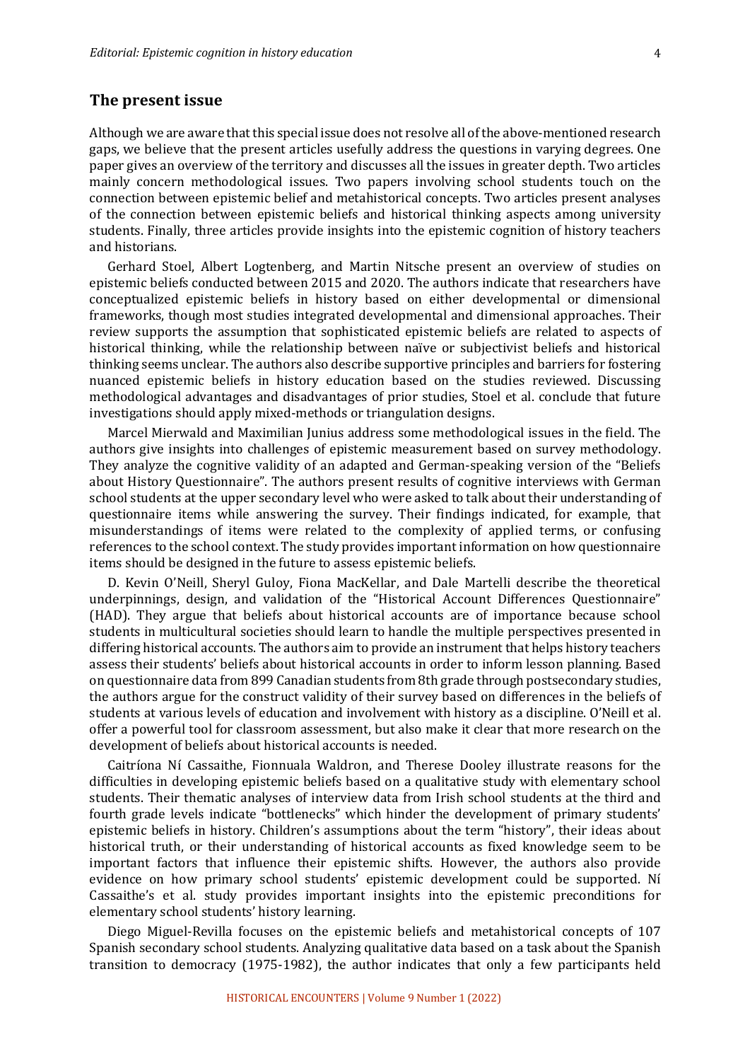## The present issue

Although we are aware that this special issue does not resolve all of the above-mentioned research gaps, we believe that the present articles usefully address the questions in varying degrees. One paper gives an overview of the territory and discusses all the issues in greater depth. Two articles mainly concern methodological issues. Two papers involving school students touch on the connection between epistemic belief and metahistorical concepts. Two articles present analyses of the connection between epistemic beliefs and historical thinking aspects among university students. Finally, three articles provide insights into the epistemic cognition of history teachers and historians.

Gerhard Stoel, Albert Logtenberg, and Martin Nitsche present an overview of studies on epistemic beliefs conducted between 2015 and 2020. The authors indicate that researchers have conceptualized epistemic beliefs in history based on either developmental or dimensional frameworks, though most studies integrated developmental and dimensional approaches. Their review supports the assumption that sophisticated epistemic beliefs are related to aspects of historical thinking, while the relationship between naïve or subjectivist beliefs and historical thinking seems unclear. The authors also describe supportive principles and barriers for fostering nuanced epistemic beliefs in history education based on the studies reviewed. Discussing methodological advantages and disadvantages of prior studies, Stoel et al. conclude that future investigations should apply mixed-methods or triangulation designs.

Marcel Mierwald and Maximilian Junius address some methodological issues in the field. The authors give insights into challenges of epistemic measurement based on survey methodology. They analyze the cognitive validity of an adapted and German-speaking version of the "Beliefs about History Questionnaire". The authors present results of cognitive interviews with German school students at the upper secondary level who were asked to talk about their understanding of questionnaire items while answering the survey. Their findings indicated, for example, that misunderstandings of items were related to the complexity of applied terms, or confusing references to the school context. The study provides important information on how questionnaire items should be designed in the future to assess epistemic beliefs.

D. Kevin O'Neill, Sheryl Guloy, Fiona MacKellar, and Dale Martelli describe the theoretical underpinnings, design, and validation of the "Historical Account Differences Questionnaire" (HAD). They argue that beliefs about historical accounts are of importance because school students in multicultural societies should learn to handle the multiple perspectives presented in differing historical accounts. The authors aim to provide an instrument that helps history teachers assess their students' beliefs about historical accounts in order to inform lesson planning. Based on questionnaire data from 899 Canadian students from 8th grade through postsecondary studies, the authors argue for the construct validity of their survey based on differences in the beliefs of students at various levels of education and involvement with history as a discipline. O'Neill et al. offer a powerful tool for classroom assessment, but also make it clear that more research on the development of beliefs about historical accounts is needed.

Caitríona Ní Cassaithe, Fionnuala Waldron, and Therese Dooley illustrate reasons for the difficulties in developing epistemic beliefs based on a qualitative study with elementary school students. Their thematic analyses of interview data from Irish school students at the third and fourth grade levels indicate "bottlenecks" which hinder the development of primary students' epistemic beliefs in history. Children's assumptions about the term "history", their ideas about historical truth, or their understanding of historical accounts as fixed knowledge seem to be important factors that influence their epistemic shifts. However, the authors also provide evidence on how primary school students' epistemic development could be supported. Ní Cassaithe's et al. study provides important insights into the epistemic preconditions for elementary school students' history learning.

Diego Miguel-Revilla focuses on the epistemic beliefs and metahistorical concepts of 107 Spanish secondary school students. Analyzing qualitative data based on a task about the Spanish transition to democracy (1975-1982), the author indicates that only a few participants held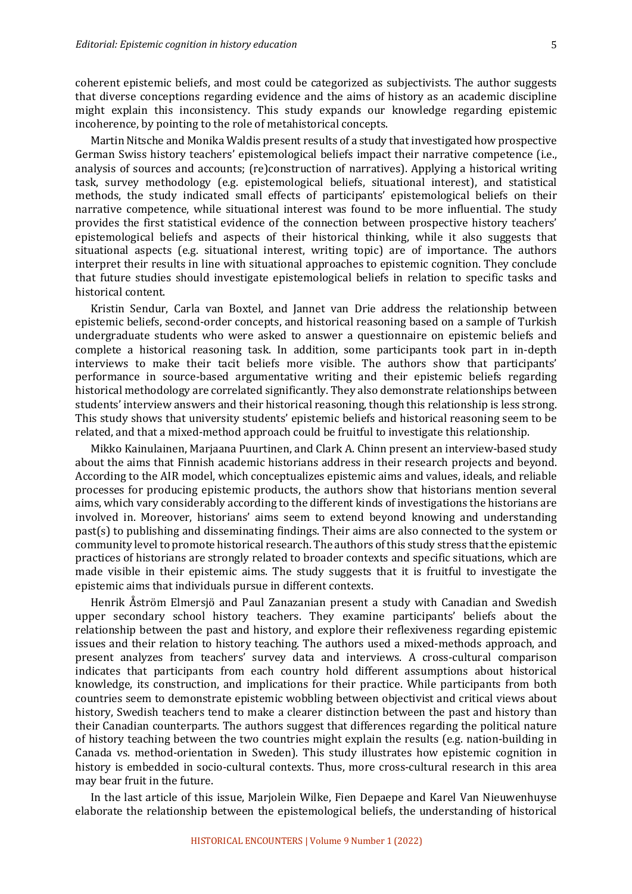coherent epistemic beliefs, and most could be categorized as subjectivists. The author suggests that diverse conceptions regarding evidence and the aims of history as an academic discipline might explain this inconsistency. This study expands our knowledge regarding epistemic incoherence, by pointing to the role of metahistorical concepts.

Martin Nitsche and Monika Waldis present results of a study that investigated how prospective German Swiss history teachers' epistemological beliefs impact their narrative competence (i.e., analysis of sources and accounts; (re)construction of narratives). Applying a historical writing task, survey methodology (e.g. epistemological beliefs, situational interest), and statistical methods, the study indicated small effects of participants' epistemological beliefs on their narrative competence, while situational interest was found to be more influential. The study provides the first statistical evidence of the connection between prospective history teachers' epistemological beliefs and aspects of their historical thinking, while it also suggests that situational aspects (e.g. situational interest, writing topic) are of importance. The authors interpret their results in line with situational approaches to epistemic cognition. They conclude that future studies should investigate epistemological beliefs in relation to specific tasks and historical content.

Kristin Sendur, Carla van Boxtel, and Jannet van Drie address the relationship between epistemic beliefs, second-order concepts, and historical reasoning based on a sample of Turkish undergraduate students who were asked to answer a questionnaire on epistemic beliefs and complete a historical reasoning task. In addition, some participants took part in in-depth interviews to make their tacit beliefs more visible. The authors show that participants' performance in source-based argumentative writing and their epistemic beliefs regarding historical methodology are correlated significantly. They also demonstrate relationships between students' interview answers and their historical reasoning, though this relationship is less strong. This study shows that university students' epistemic beliefs and historical reasoning seem to be related, and that a mixed-method approach could be fruitful to investigate this relationship.

Mikko Kainulainen, Marjaana Puurtinen, and Clark A. Chinn present an interview-based study about the aims that Finnish academic historians address in their research projects and beyond. According to the AIR model, which conceptualizes epistemic aims and values, ideals, and reliable processes for producing epistemic products, the authors show that historians mention several aims, which vary considerably according to the different kinds of investigations the historians are involved in. Moreover, historians' aims seem to extend beyond knowing and understanding past(s) to publishing and disseminating findings. Their aims are also connected to the system or community level to promote historical research. The authors of this study stress that the epistemic practices of historians are strongly related to broader contexts and specific situations, which are made visible in their epistemic aims. The study suggests that it is fruitful to investigate the epistemic aims that individuals pursue in different contexts.

Henrik Åström Elmersjö and Paul Zanazanian present a study with Canadian and Swedish upper secondary school history teachers. They examine participants' beliefs about the relationship between the past and history, and explore their reflexiveness regarding epistemic issues and their relation to history teaching. The authors used a mixed-methods approach, and present analyzes from teachers' survey data and interviews. A cross-cultural comparison indicates that participants from each country hold different assumptions about historical knowledge, its construction, and implications for their practice. While participants from both countries seem to demonstrate epistemic wobbling between objectivist and critical views about history, Swedish teachers tend to make a clearer distinction between the past and history than their Canadian counterparts. The authors suggest that differences regarding the political nature of history teaching between the two countries might explain the results (e.g. nation-building in Canada vs. method-orientation in Sweden). This study illustrates how epistemic cognition in history is embedded in socio-cultural contexts. Thus, more cross-cultural research in this area may bear fruit in the future.

In the last article of this issue, Marjolein Wilke, Fien Depaepe and Karel Van Nieuwenhuyse elaborate the relationship between the epistemological beliefs, the understanding of historical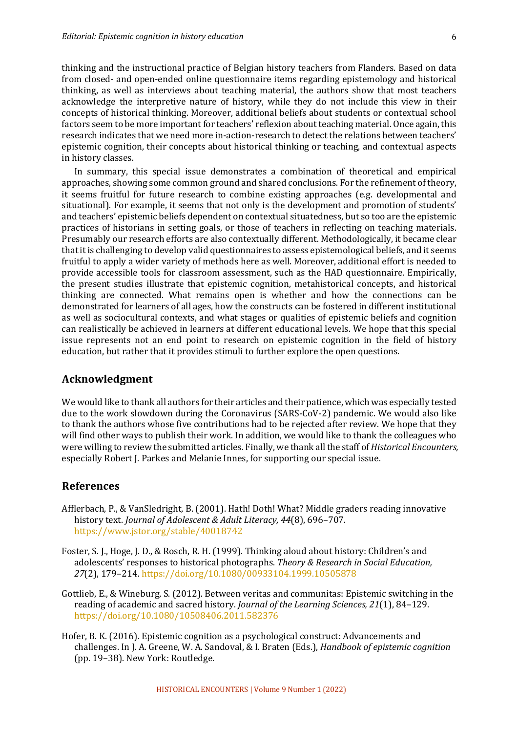thinking and the instructional practice of Belgian history teachers from Flanders. Based on data from closed- and open-ended online questionnaire items regarding epistemology and historical thinking, as well as interviews about teaching material, the authors show that most teachers acknowledge the interpretive nature of history, while they do not include this view in their concepts of historical thinking. Moreover, additional beliefs about students or contextual school factors seem to be more important for teachers' reflexion about teaching material. Once again, this research indicates that we need more in-action-research to detect the relations between teachers' epistemic cognition, their concepts about historical thinking or teaching, and contextual aspects in history classes.

In summary, this special issue demonstrates a combination of theoretical and empirical approaches, showing some common ground and shared conclusions. For the refinement of theory, it seems fruitful for future research to combine existing approaches (e.g. developmental and situational). For example, it seems that not only is the development and promotion of students' and teachers' epistemic beliefs dependent on contextual situatedness, but so too are the epistemic practices of historians in setting goals, or those of teachers in reflecting on teaching materials. Presumably our research efforts are also contextually different. Methodologically, it became clear that it is challenging to develop valid questionnaires to assess epistemological beliefs, and it seems fruitful to apply a wider variety of methods here as well. Moreover, additional effort is needed to provide accessible tools for classroom assessment, such as the HAD questionnaire. Empirically, the present studies illustrate that epistemic cognition, metahistorical concepts, and historical thinking are connected. What remains open is whether and how the connections can be demonstrated for learners of all ages, how the constructs can be fostered in different institutional as well as sociocultural contexts, and what stages or qualities of epistemic beliefs and cognition can realistically be achieved in learners at different educational levels. We hope that this special issue represents not an end point to research on epistemic cognition in the field of history education, but rather that it provides stimuli to further explore the open questions.

## Acknowledgment

We would like to thank all authors for their articles and their patience, which was especially tested due to the work slowdown during the Coronavirus (SARS-CoV-2) pandemic. We would also like to thank the authors whose five contributions had to be rejected after review. We hope that they will find other ways to publish their work. In addition, we would like to thank the colleagues who were willing to review the submitted articles. Finally, we thank all the staff of *Historical Encounters,* especially Robert J. Parkes and Melanie Innes, for supporting our special issue.

## References

Afflerbach, P., & VanSledright, B. (2001). Hath! Doth! What? Middle graders reading innovative history text. *Journal of Adolescent & Adult Literacy, 44*(8), 696–707. https://www.jstor.org/stable/40018742

Foster, S. J., Hoge, J. D., & Rosch, R. H. (1999). Thinking aloud about history: Children's and adolescents' responses to historical photographs. *Theory & Research in Social Education, 27*(2), 179–214. https://doi.org/10.1080/00933104.1999.10505878

Gottlieb, E., & Wineburg, S. (2012). Between veritas and communitas: Epistemic switching in the reading of academic and sacred history. *Journal of the Learning Sciences, 21*(1), 84–129. https://doi.org/10.1080/10508406.2011.582376

Hofer, B. K. (2016). Epistemic cognition as a psychological construct: Advancements and challenges. In J. A. Greene, W. A. Sandoval, & I. Braten (Eds.), *Handbook of epistemic cognition* (pp. 19–38). New York: Routledge.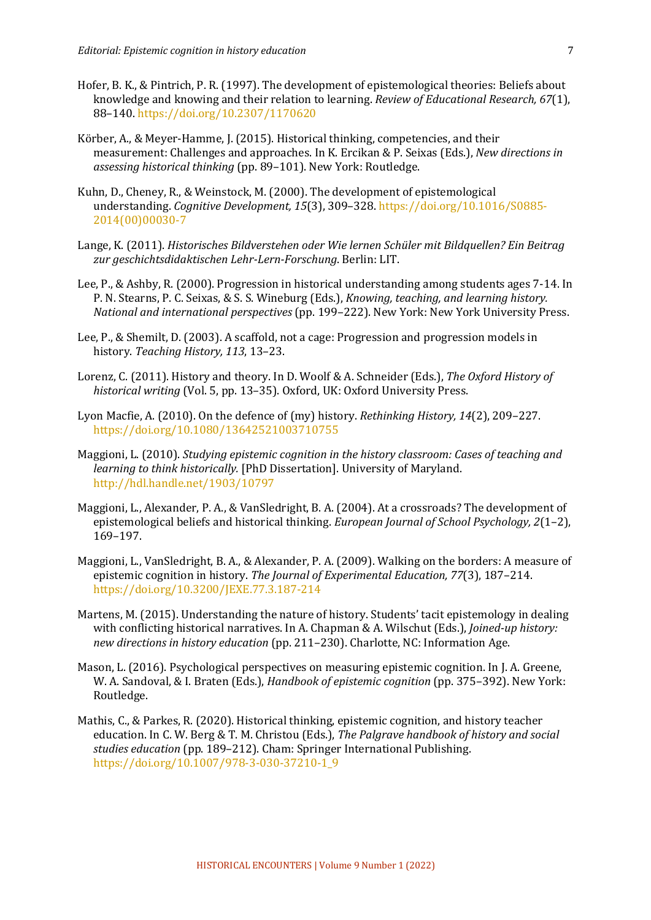Hofer, B. K., & Pintrich, P. R. (1997). The development of epistemological theories: Beliefs about knowledge and knowing and their relation to learning. *Review of Educational Research, 67*(1), 88–140. https://doi.org/10.2307/1170620

Körber, A., & Meyer-Hamme, J. (2015). Historical thinking, competencies, and their measurement: Challenges and approaches. In K. Ercikan & P. Seixas (Eds.), *New directions in assessing historical thinking* (pp. 89–101). New York: Routledge.

Kuhn, D., Cheney, R., & Weinstock, M. (2000). The development of epistemological understanding. *Cognitive Development, 15*(3), 309–328. https://doi.org/10.1016/S0885-2014(00)00030-7

Lange, K. (2011). *Historisches Bildverstehen oder Wie lernen Schüler mit Bildquellen? Ein Beitrag zur geschichtsdidaktischen Lehr-Lern-Forschung*. Berlin: LIT.

Lee, P., & Ashby, R. (2000). Progression in historical understanding among students ages 7-14. In P. N. Stearns, P. C. Seixas, & S. S. Wineburg (Eds.), *Knowing, teaching, and learning history. National and international perspectives* (pp. 199–222). New York: New York University Press.

Lee, P., & Shemilt, D. (2003). A scaffold, not a cage: Progression and progression models in history. *Teaching History, 113*, 13–23.

Lorenz, C. (2011). History and theory. In D. Woolf & A. Schneider (Eds.), *The Oxford History of historical writing* (Vol. 5, pp. 13–35). Oxford, UK: Oxford University Press.

Lyon Macfie, A. (2010). On the defence of (my) history. *Rethinking History, 14*(2), 209–227. https://doi.org/10.1080/13642521003710755

Maggioni, L. (2010). *Studying epistemic cognition in the history classroom: Cases of teaching and learning to think historically.* [PhD Dissertation]. University of Maryland. http://hdl.handle.net/1903/10797

Maggioni, L., Alexander, P. A., & VanSledright, B. A. (2004). At a crossroads? The development of epistemological beliefs and historical thinking. *European Journal of School Psychology, 2*(1–2), 169–197.

Maggioni, L., VanSledright, B. A., & Alexander, P. A. (2009). Walking on the borders: A measure of epistemic cognition in history. *The Journal of Experimental Education, 77*(3), 187–214. https://doi.org/10.3200/JEXE.77.3.187-214

Martens, M. (2015). Understanding the nature of history. Students' tacit epistemology in dealing with conflicting historical narratives. In A. Chapman & A. Wilschut (Eds.), *Joined-up history: new directions in history education* (pp. 211–230). Charlotte, NC: Information Age.

Mason, L. (2016). Psychological perspectives on measuring epistemic cognition. In J. A. Greene, W. A. Sandoval, & I. Braten (Eds.), *Handbook of epistemic cognition* (pp. 375–392). New York: Routledge.

Mathis, C., & Parkes, R. (2020). Historical thinking, epistemic cognition, and history teacher education. In C. W. Berg & T. M. Christou (Eds.), *The Palgrave handbook of history and social studies education* (pp. 189–212). Cham: Springer International Publishing. https://doi.org/10.1007/978-3-030-37210-1_9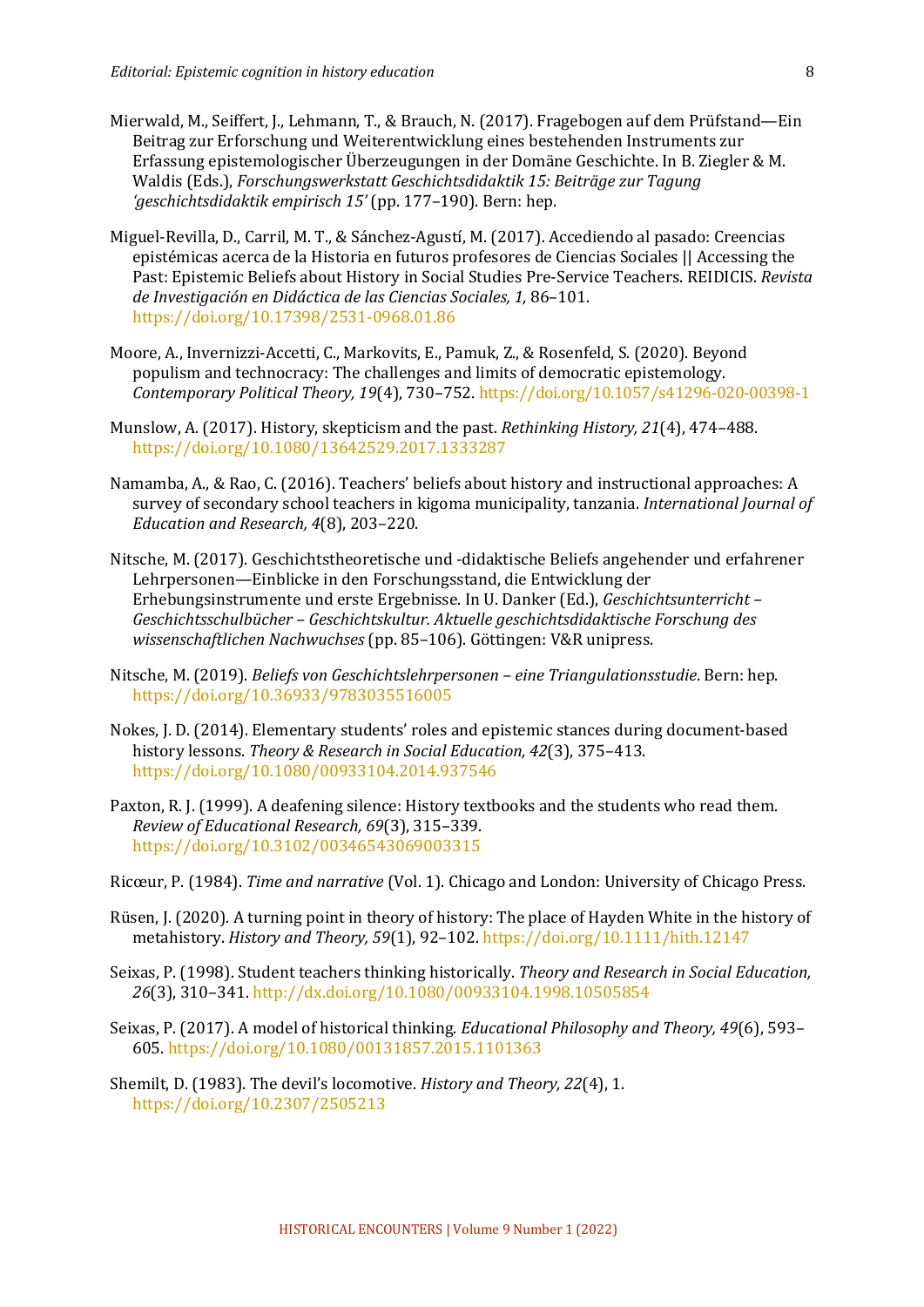Mierwald, M., Seiffert, J., Lehmann, T., & Brauch, N. (2017). Fragebogen auf dem Prüfstand—Ein Beitrag zur Erforschung und Weiterentwicklung eines bestehenden Instruments zur Erfassung epistemologischer Überzeugungen in der Domäne Geschichte. In B. Ziegler & M. Waldis (Eds.), *Forschungswerkstatt Geschichtsdidaktik 15: Beiträge zur Tagung 'geschichtsdidaktik empirisch 15'* (pp. 177–190). Bern: hep.

Miguel-Revilla, D., Carril, M. T., & Sánchez-Agustí, M. (2017). Accediendo al pasado: Creencias epistémicas acerca de la Historia en futuros profesores de Ciencias Sociales || Accessing the Past: Epistemic Beliefs about History in Social Studies Pre-Service Teachers. REIDICIS. *Revista de Investigación en Didáctica de las Ciencias Sociales, 1,* 86–101. https://doi.org/10.17398/2531-0968.01.86

Moore, A., Invernizzi-Accetti, C., Markovits, E., Pamuk, Z., & Rosenfeld, S. (2020). Beyond populism and technocracy: The challenges and limits of democratic epistemology. *Contemporary Political Theory, 19*(4), 730–752. https://doi.org/10.1057/s41296-020-00398-1

Munslow, A. (2017). History, skepticism and the past. *Rethinking History, 21*(4), 474–488. https://doi.org/10.1080/13642529.2017.1333287

Namamba, A., & Rao, C. (2016). Teachers' beliefs about history and instructional approaches: A survey of secondary school teachers in kigoma municipality, tanzania. *International Journal of Education and Research, 4*(8), 203–220.

Nitsche, M. (2017). Geschichtstheoretische und -didaktische Beliefs angehender und erfahrener Lehrpersonen—Einblicke in den Forschungsstand, die Entwicklung der Erhebungsinstrumente und erste Ergebnisse. In U. Danker (Ed.), *Geschichtsunterricht – Geschichtsschulbücher – Geschichtskultur. Aktuelle geschichtsdidaktische Forschung des wissenschaftlichen Nachwuchses* (pp. 85–106). Göttingen: V&R unipress.

Nitsche, M. (2019). *Beliefs von Geschichtslehrpersonen – eine Triangulationsstudie*. Bern: hep. https://doi.org/10.36933/9783035516005

Nokes, J. D. (2014). Elementary students' roles and epistemic stances during document-based history lessons. *Theory & Research in Social Education, 42*(3), 375–413. https://doi.org/10.1080/00933104.2014.937546

Paxton, R. J. (1999). A deafening silence: History textbooks and the students who read them. *Review of Educational Research, 69*(3), 315–339. https://doi.org/10.3102/00346543069003315

Ricœur, P. (1984). *Time and narrative* (Vol. 1). Chicago and London: University of Chicago Press.

Rüsen, J. (2020). A turning point in theory of history: The place of Hayden White in the history of metahistory. *History and Theory, 59*(1), 92–102. https://doi.org/10.1111/hith.12147

Seixas, P. (1998). Student teachers thinking historically. *Theory and Research in Social Education, 26*(3), 310–341. http://dx.doi.org/10.1080/00933104.1998.10505854

Seixas, P. (2017). A model of historical thinking. *Educational Philosophy and Theory, 49*(6), 593–605. https://doi.org/10.1080/00131857.2015.1101363

Shemilt, D. (1983). The devil's locomotive. *History and Theory, 22*(4), 1. https://doi.org/10.2307/2505213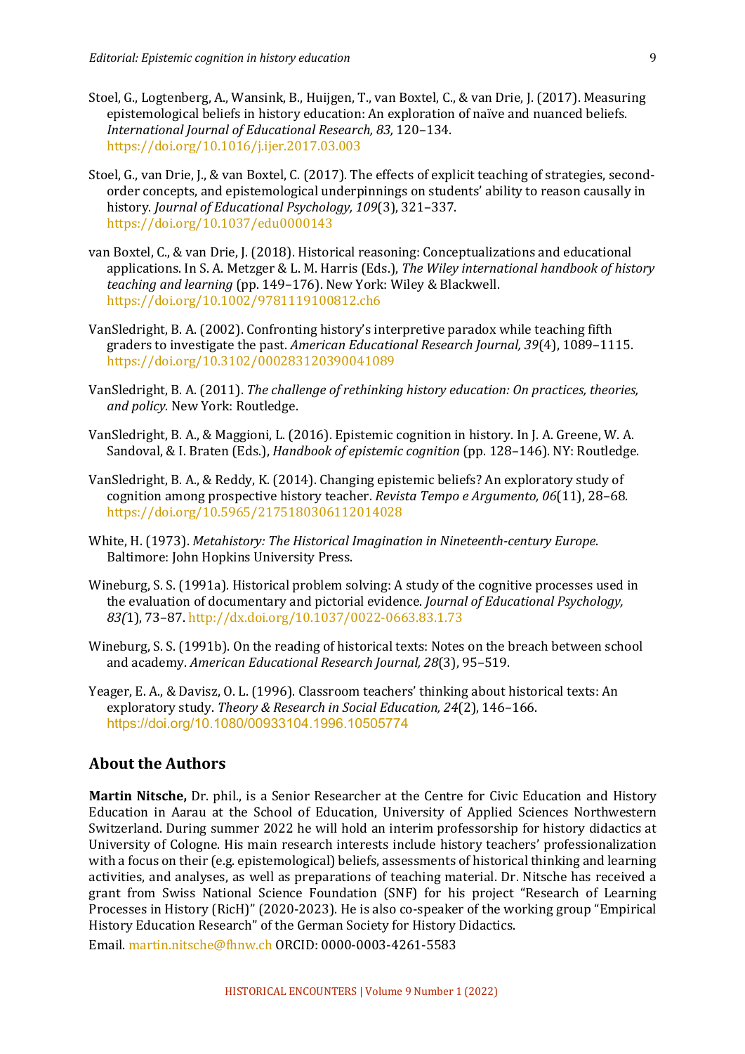Stoel, G., Logtenberg, A., Wansink, B., Huijgen, T., van Boxtel, C., & van Drie, J. (2017). Measuring epistemological beliefs in history education: An exploration of naïve and nuanced beliefs. *International Journal of Educational Research, 83,* 120–134. https://doi.org/10.1016/j.ijer.2017.03.003

Stoel, G., van Drie, J., & van Boxtel, C. (2017). The effects of explicit teaching of strategies, second-order concepts, and epistemological underpinnings on students' ability to reason causally in history. *Journal of Educational Psychology, 109*(3), 321–337. https://doi.org/10.1037/edu0000143

van Boxtel, C., & van Drie, J. (2018). Historical reasoning: Conceptualizations and educational applications. In S. A. Metzger & L. M. Harris (Eds.), *The Wiley international handbook of history teaching and learning* (pp. 149–176). New York: Wiley & Blackwell. https://doi.org/10.1002/9781119100812.ch6

VanSledright, B. A. (2002). Confronting history's interpretive paradox while teaching fifth graders to investigate the past. *American Educational Research Journal, 39*(4), 1089–1115. https://doi.org/10.3102/000283120390041089

VanSledright, B. A. (2011). *The challenge of rethinking history education: On practices, theories, and policy.* New York: Routledge.

VanSledright, B. A., & Maggioni, L. (2016). Epistemic cognition in history. In J. A. Greene, W. A. Sandoval, & I. Braten (Eds.), *Handbook of epistemic cognition* (pp. 128–146). NY: Routledge.

VanSledright, B. A., & Reddy, K. (2014). Changing epistemic beliefs? An exploratory study of cognition among prospective history teacher. *Revista Tempo e Argumento, 06*(11), 28–68. https://doi.org/10.5965/2175180306112014028

White, H. (1973). *Metahistory: The Historical Imagination in Nineteenth-century Europe*. Baltimore: John Hopkins University Press.

Wineburg, S. S. (1991a). Historical problem solving: A study of the cognitive processes used in the evaluation of documentary and pictorial evidence. *Journal of Educational Psychology, 83(*1), 73–87. http://dx.doi.org/10.1037/0022-0663.83.1.73

Wineburg, S. S. (1991b). On the reading of historical texts: Notes on the breach between school and academy. *American Educational Research Journal, 28*(3), 95–519.

Yeager, E. A., & Davisz, O. L. (1996). Classroom teachers' thinking about historical texts: An exploratory study. *Theory & Research in Social Education, 24*(2), 146–166. https://doi.org/10.1080/00933104.1996.10505774

## About the Authors

**Martin Nitsche,** Dr. phil., is a Senior Researcher at the Centre for Civic Education and History Education in Aarau at the School of Education, University of Applied Sciences Northwestern Switzerland. During summer 2022 he will hold an interim professorship for history didactics at University of Cologne. His main research interests include history teachers' professionalization with a focus on their (e.g. epistemological) beliefs, assessments of historical thinking and learning activities, and analyses, as well as preparations of teaching material. Dr. Nitsche has received a grant from Swiss National Science Foundation (SNF) for his project "Research of Learning Processes in History (RicH)" (2020-2023). He is also co-speaker of the working group "Empirical History Education Research" of the German Society for History Didactics.

Email. martin.nitsche@fhnw.ch ORCID: 0000-0003-4261-5583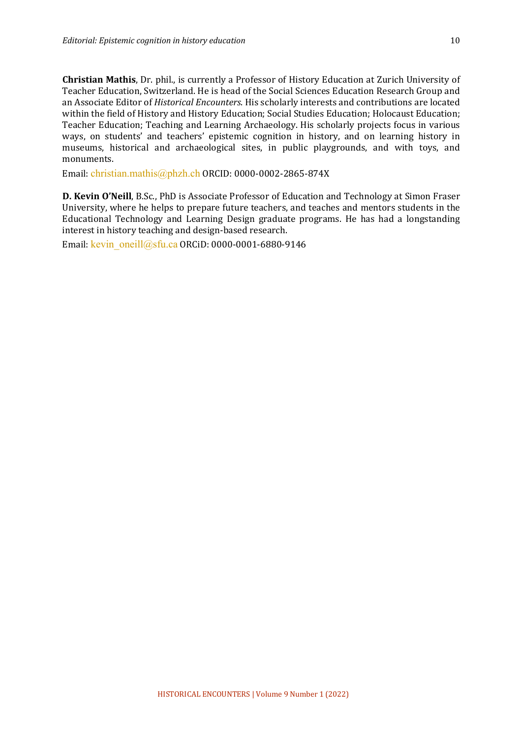**Christian Mathis**, Dr. phil., is currently a Professor of History Education at Zurich University of Teacher Education, Switzerland. He is head of the Social Sciences Education Research Group and an Associate Editor of *Historical Encounters*. His scholarly interests and contributions are located within the field of History and History Education; Social Studies Education; Holocaust Education; Teacher Education; Teaching and Learning Archaeology. His scholarly projects focus in various ways, on students' and teachers' epistemic cognition in history, and on learning history in museums, historical and archaeological sites, in public playgrounds, and with toys, and monuments.

Email: christian.mathis@phzh.ch ORCID: 0000-0002-2865-874X

**D. Kevin O'Neill**, B.Sc., PhD is Associate Professor of Education and Technology at Simon Fraser University, where he helps to prepare future teachers, and teaches and mentors students in the Educational Technology and Learning Design graduate programs. He has had a longstanding interest in history teaching and design-based research.

Email: kevin_oneill@sfu.ca ORCiD: 0000-0001-6880-9146